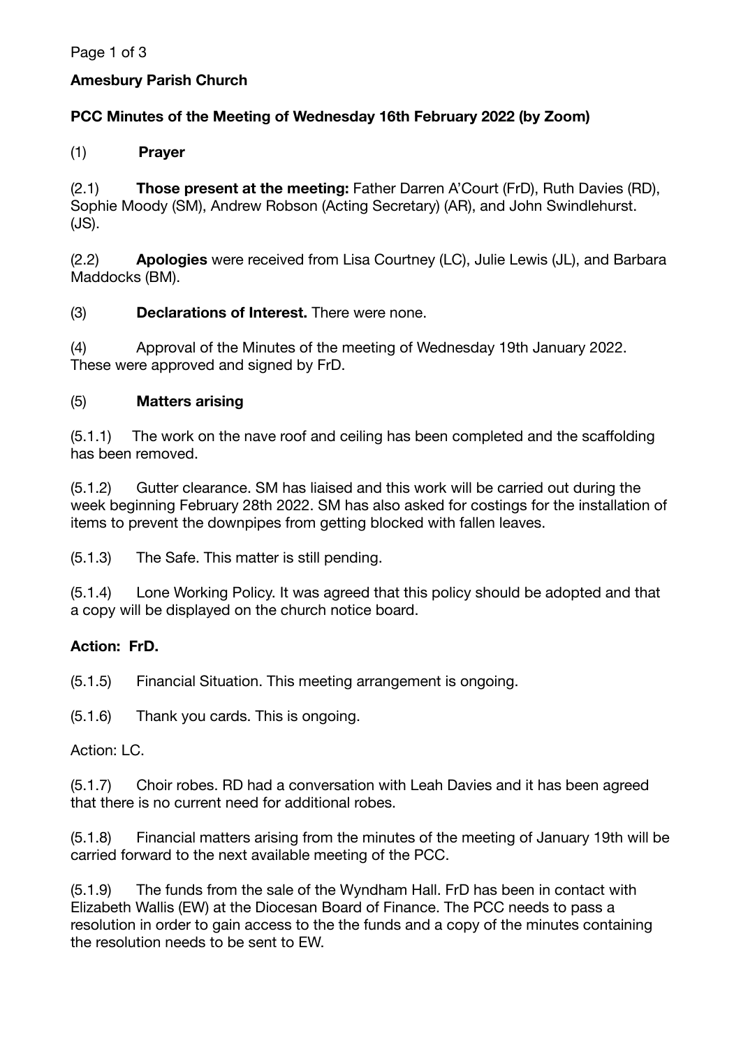**Amesbury Parish Church**

**PCC Minutes of the Meeting of Wednesday 16th February 2022 (by Zoom)**

(1) **Prayer**

(2.1) **Those present at the meeting:** Father Darren A'Court (FrD), Ruth Davies (RD), Sophie Moody (SM), Andrew Robson (Acting Secretary) (AR), and John Swindlehurst. (JS).

(2.2) **Apologies** were received from Lisa Courtney (LC), Julie Lewis (JL), and Barbara Maddocks (BM).

(3) **Declarations of Interest.** There were none.

(4) Approval of the Minutes of the meeting of Wednesday 19th January 2022. These were approved and signed by FrD.

(5) **Matters arising**

(5.1.1) The work on the nave roof and ceiling has been completed and the scaffolding has been removed.

(5.1.2) Gutter clearance. SM has liaised and this work will be carried out during the week beginning February 28th 2022. SM has also asked for costings for the installation of items to prevent the downpipes from getting blocked with fallen leaves.

(5.1.3) The Safe. This matter is still pending.

(5.1.4) Lone Working Policy. It was agreed that this policy should be adopted and that a copy will be displayed on the church notice board.

**Action: FrD.**

(5.1.5) Financial Situation. This meeting arrangement is ongoing.

(5.1.6) Thank you cards. This is ongoing.

Action: LC.

(5.1.7) Choir robes. RD had a conversation with Leah Davies and it has been agreed that there is no current need for additional robes.

(5.1.8) Financial matters arising from the minutes of the meeting of January 19th will be carried forward to the next available meeting of the PCC.

(5.1.9) The funds from the sale of the Wyndham Hall. FrD has been in contact with Elizabeth Wallis (EW) at the Diocesan Board of Finance. The PCC needs to pass a resolution in order to gain access to the the funds and a copy of the minutes containing the resolution needs to be sent to EW.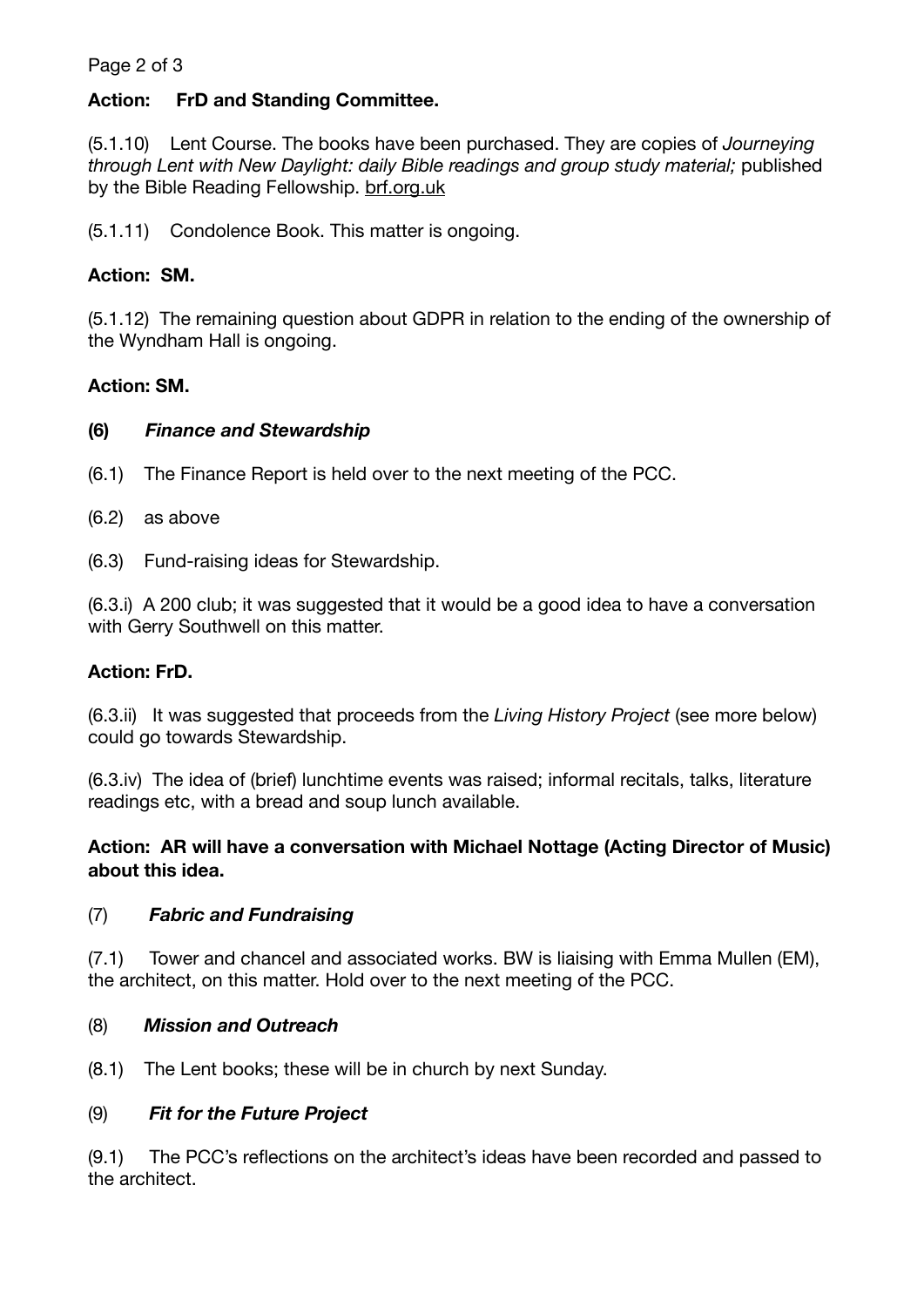**Action: FrD and Standing Committee.**

(5.1.10) Lent Course. The books have been purchased. They are copies of *Journeying through Lent with New Daylight: daily Bible readings and group study material;* published by the Bible Reading Fellowship. brf.org.uk

(5.1.11) Condolence Book. This matter is ongoing.

**Action: SM.**

(5.1.12) The remaining question about GDPR in relation to the ending of the ownership of the Wyndham Hall is ongoing.

**Action: SM.**

**(6)** ***Finance and Stewardship***

(6.1) The Finance Report is held over to the next meeting of the PCC.

(6.2) as above

(6.3) Fund-raising ideas for Stewardship.

(6.3.i) A 200 club; it was suggested that it would be a good idea to have a conversation with Gerry Southwell on this matter.

**Action: FrD.**

(6.3.ii) It was suggested that proceeds from the *Living History Project* (see more below) could go towards Stewardship.

(6.3.iv) The idea of (brief) lunchtime events was raised; informal recitals, talks, literature readings etc, with a bread and soup lunch available.

**Action: AR will have a conversation with Michael Nottage (Acting Director of Music) about this idea.**

(7) ***Fabric and Fundraising***

(7.1) Tower and chancel and associated works. BW is liaising with Emma Mullen (EM), the architect, on this matter. Hold over to the next meeting of the PCC.

(8) ***Mission and Outreach***

(8.1) The Lent books; these will be in church by next Sunday.

(9) ***Fit for the Future Project***

(9.1) The PCC's reflections on the architect's ideas have been recorded and passed to the architect.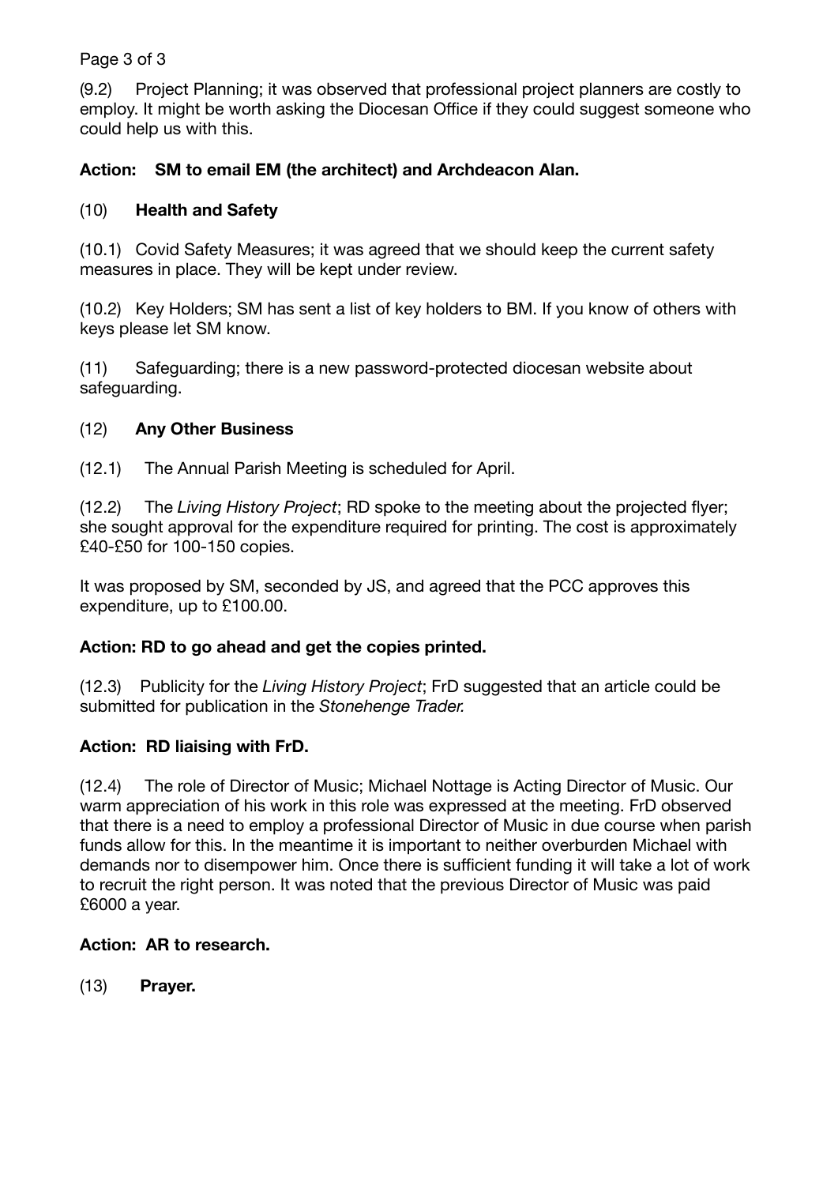(9.2) Project Planning; it was observed that professional project planners are costly to employ. It might be worth asking the Diocesan Office if they could suggest someone who could help us with this.

**Action: SM to email EM (the architect) and Archdeacon Alan.**

(10) **Health and Safety**

(10.1) Covid Safety Measures; it was agreed that we should keep the current safety measures in place. They will be kept under review.

(10.2) Key Holders; SM has sent a list of key holders to BM. If you know of others with keys please let SM know.

(11) Safeguarding; there is a new password-protected diocesan website about safeguarding.

(12) **Any Other Business**

(12.1) The Annual Parish Meeting is scheduled for April.

(12.2) The *Living History Project*; RD spoke to the meeting about the projected flyer; she sought approval for the expenditure required for printing. The cost is approximately £40-£50 for 100-150 copies.

It was proposed by SM, seconded by JS, and agreed that the PCC approves this expenditure, up to £100.00.

**Action: RD to go ahead and get the copies printed.**

(12.3) Publicity for the *Living History Project*; FrD suggested that an article could be submitted for publication in the *Stonehenge Trader.*

**Action: RD liaising with FrD.**

(12.4) The role of Director of Music; Michael Nottage is Acting Director of Music. Our warm appreciation of his work in this role was expressed at the meeting. FrD observed that there is a need to employ a professional Director of Music in due course when parish funds allow for this. In the meantime it is important to neither overburden Michael with demands nor to disempower him. Once there is sufficient funding it will take a lot of work to recruit the right person. It was noted that the previous Director of Music was paid £6000 a year.

**Action: AR to research.**

(13) **Prayer.**